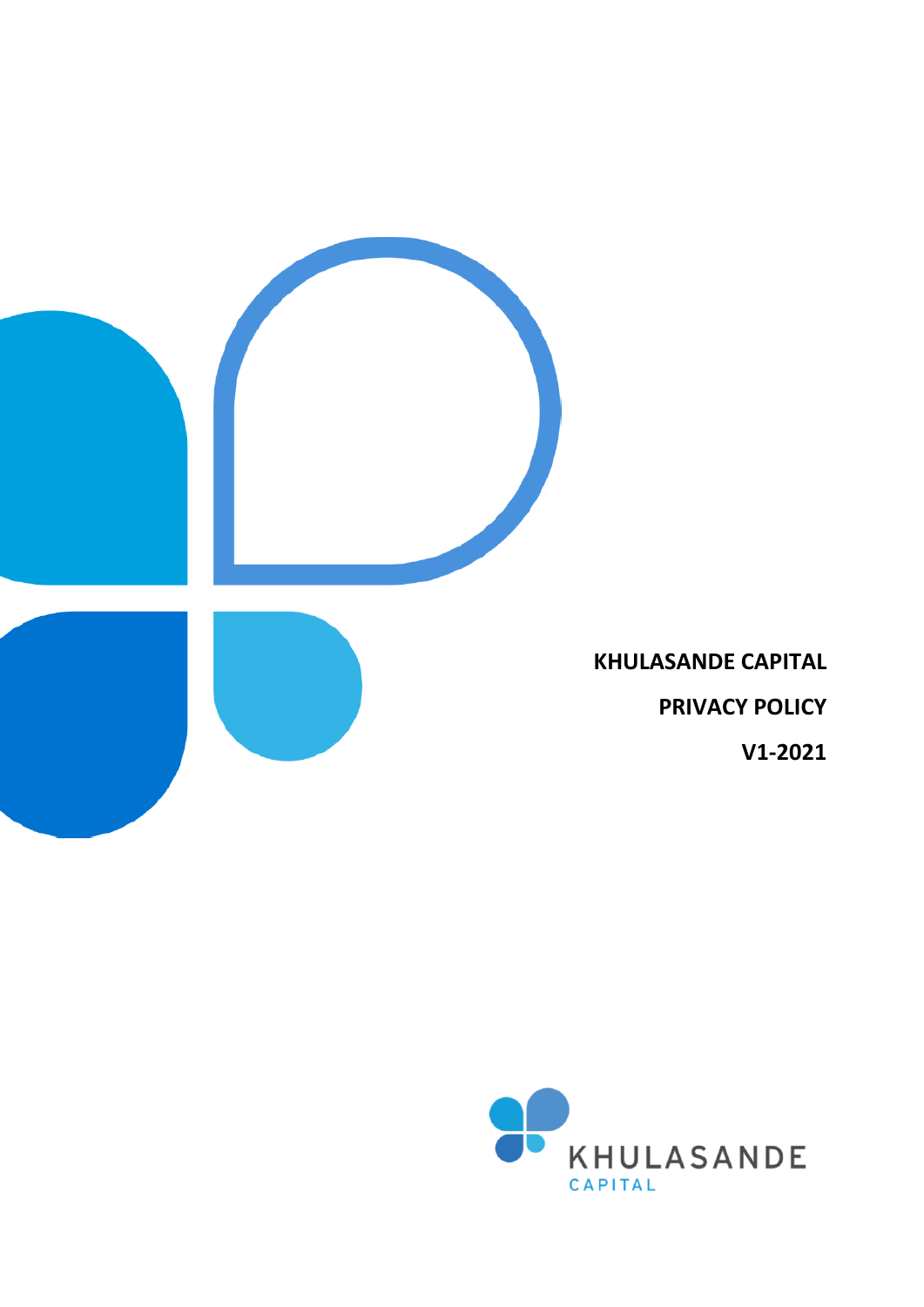**KHULASANDE CAPITAL**

**PRIVACY POLICY**

**V1-2021**

KHULASANDE

CAPITAL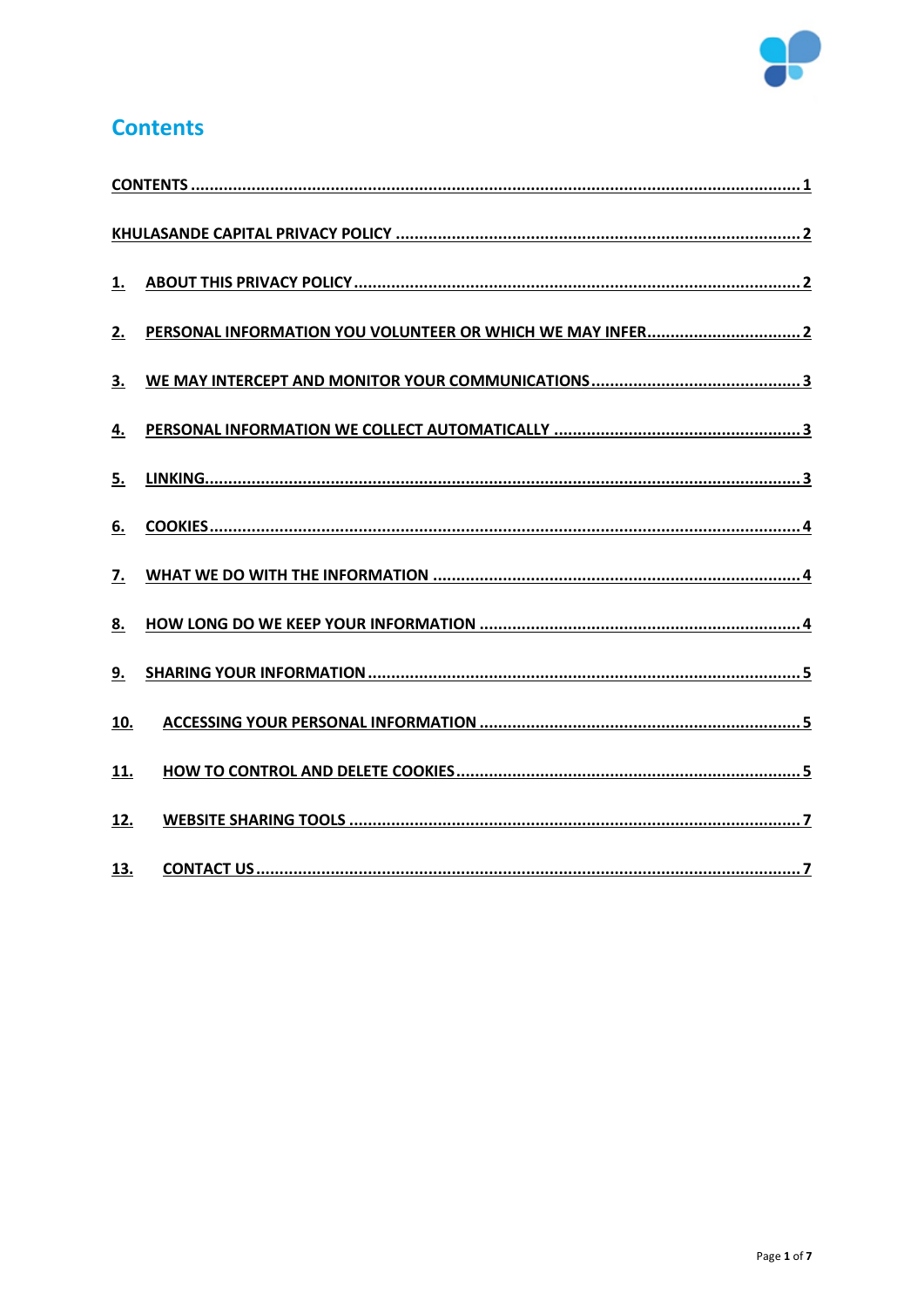# Contents

[CONTENTS ... 1](#)

[KHULASANDE CAPITAL PRIVACY POLICY ... 2](#)

1. [ABOUT THIS PRIVACY POLICY ... 2](#)
2. [PERSONAL INFORMATION YOU VOLUNTEER OR WHICH WE MAY INFER ... 2](#)
3. [WE MAY INTERCEPT AND MONITOR YOUR COMMUNICATIONS ... 3](#)
4. [PERSONAL INFORMATION WE COLLECT AUTOMATICALLY ... 3](#)
5. [LINKING ... 3](#)
6. [COOKIES ... 4](#)
7. [WHAT WE DO WITH THE INFORMATION ... 4](#)
8. [HOW LONG DO WE KEEP YOUR INFORMATION ... 4](#)
9. [SHARING YOUR INFORMATION ... 5](#)
10. [ACCESSING YOUR PERSONAL INFORMATION ... 5](#)
11. [HOW TO CONTROL AND DELETE COOKIES ... 5](#)
12. [WEBSITE SHARING TOOLS ... 7](#)
13. [CONTACT US ... 7](#)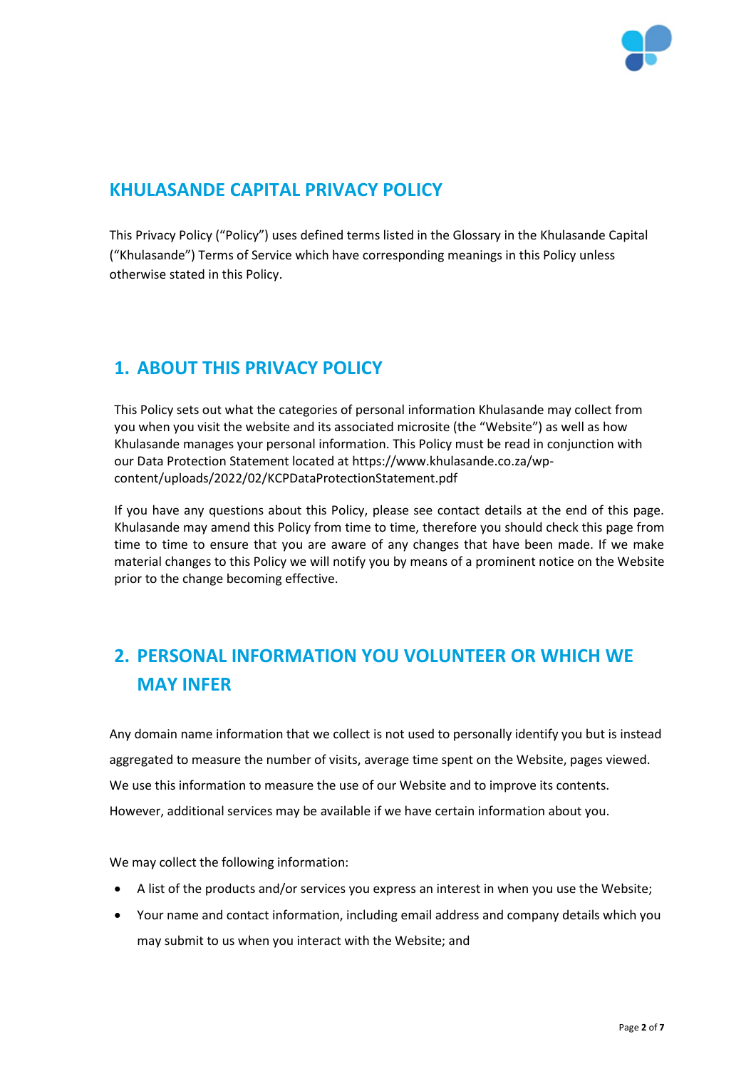# KHULASANDE CAPITAL PRIVACY POLICY

This Privacy Policy ("Policy") uses defined terms listed in the Glossary in the Khulasande Capital ("Khulasande") Terms of Service which have corresponding meanings in this Policy unless otherwise stated in this Policy.

## 1. ABOUT THIS PRIVACY POLICY

This Policy sets out what the categories of personal information Khulasande may collect from you when you visit the website and its associated microsite (the "Website") as well as how Khulasande manages your personal information. This Policy must be read in conjunction with our Data Protection Statement located at https://www.khulasande.co.za/wp-content/uploads/2022/02/KCPDataProtectionStatement.pdf

If you have any questions about this Policy, please see contact details at the end of this page. Khulasande may amend this Policy from time to time, therefore you should check this page from time to time to ensure that you are aware of any changes that have been made. If we make material changes to this Policy we will notify you by means of a prominent notice on the Website prior to the change becoming effective.

## 2. PERSONAL INFORMATION YOU VOLUNTEER OR WHICH WE MAY INFER

Any domain name information that we collect is not used to personally identify you but is instead aggregated to measure the number of visits, average time spent on the Website, pages viewed. We use this information to measure the use of our Website and to improve its contents. However, additional services may be available if we have certain information about you.

We may collect the following information:

- A list of the products and/or services you express an interest in when you use the Website;
- Your name and contact information, including email address and company details which you may submit to us when you interact with the Website; and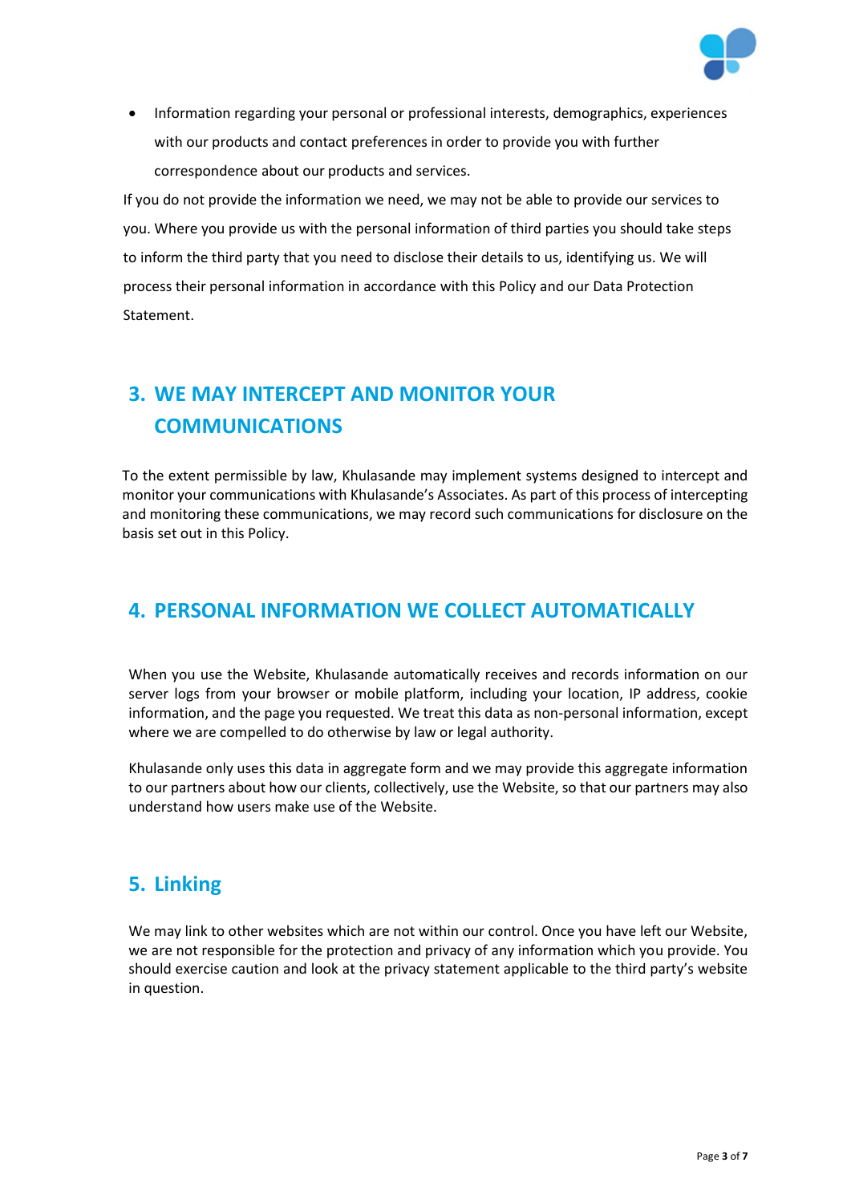- Information regarding your personal or professional interests, demographics, experiences with our products and contact preferences in order to provide you with further correspondence about our products and services.

If you do not provide the information we need, we may not be able to provide our services to you. Where you provide us with the personal information of third parties you should take steps to inform the third party that you need to disclose their details to us, identifying us. We will process their personal information in accordance with this Policy and our Data Protection Statement.

## 3. WE MAY INTERCEPT AND MONITOR YOUR COMMUNICATIONS

To the extent permissible by law, Khulasande may implement systems designed to intercept and monitor your communications with Khulasande's Associates. As part of this process of intercepting and monitoring these communications, we may record such communications for disclosure on the basis set out in this Policy.

## 4. PERSONAL INFORMATION WE COLLECT AUTOMATICALLY

When you use the Website, Khulasande automatically receives and records information on our server logs from your browser or mobile platform, including your location, IP address, cookie information, and the page you requested. We treat this data as non-personal information, except where we are compelled to do otherwise by law or legal authority.

Khulasande only uses this data in aggregate form and we may provide this aggregate information to our partners about how our clients, collectively, use the Website, so that our partners may also understand how users make use of the Website.

## 5. Linking

We may link to other websites which are not within our control. Once you have left our Website, we are not responsible for the protection and privacy of any information which you provide. You should exercise caution and look at the privacy statement applicable to the third party's website in question.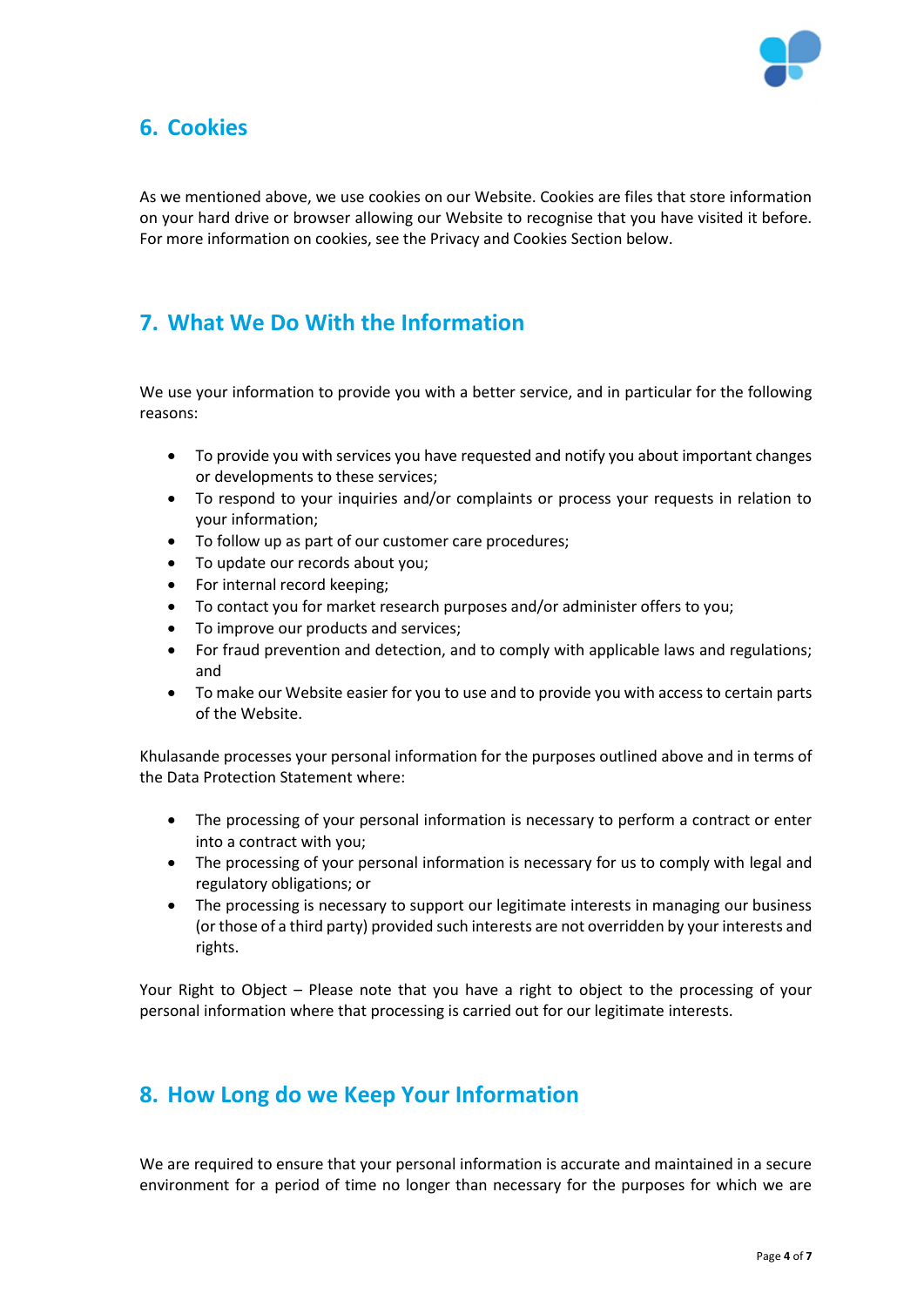## 6. Cookies

As we mentioned above, we use cookies on our Website. Cookies are files that store information on your hard drive or browser allowing our Website to recognise that you have visited it before. For more information on cookies, see the Privacy and Cookies Section below.

## 7. What We Do With the Information

We use your information to provide you with a better service, and in particular for the following reasons:

- To provide you with services you have requested and notify you about important changes or developments to these services;
- To respond to your inquiries and/or complaints or process your requests in relation to your information;
- To follow up as part of our customer care procedures;
- To update our records about you;
- For internal record keeping;
- To contact you for market research purposes and/or administer offers to you;
- To improve our products and services;
- For fraud prevention and detection, and to comply with applicable laws and regulations; and
- To make our Website easier for you to use and to provide you with access to certain parts of the Website.

Khulasande processes your personal information for the purposes outlined above and in terms of the Data Protection Statement where:

- The processing of your personal information is necessary to perform a contract or enter into a contract with you;
- The processing of your personal information is necessary for us to comply with legal and regulatory obligations; or
- The processing is necessary to support our legitimate interests in managing our business (or those of a third party) provided such interests are not overridden by your interests and rights.

Your Right to Object – Please note that you have a right to object to the processing of your personal information where that processing is carried out for our legitimate interests.

## 8. How Long do we Keep Your Information

We are required to ensure that your personal information is accurate and maintained in a secure environment for a period of time no longer than necessary for the purposes for which we are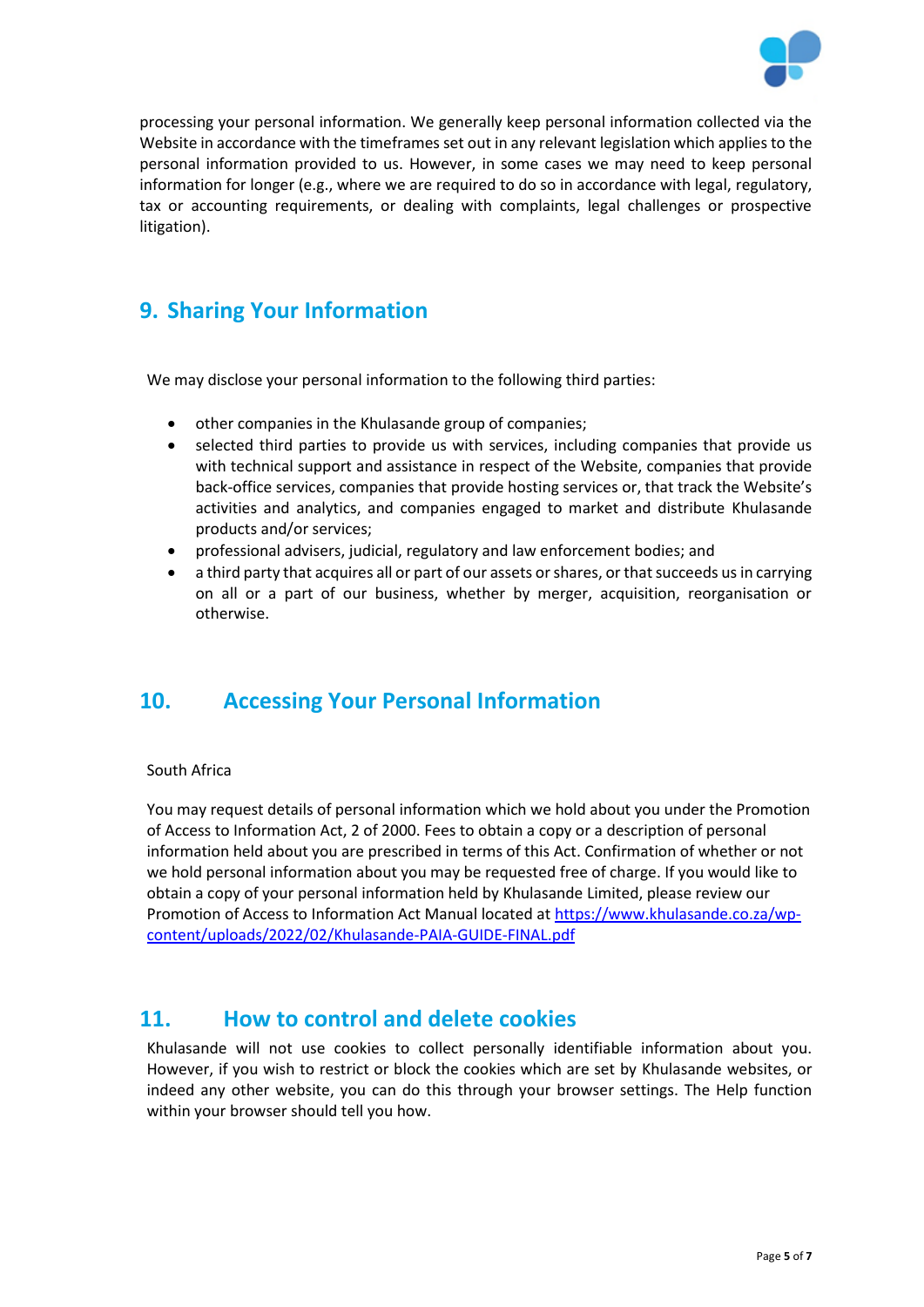processing your personal information. We generally keep personal information collected via the Website in accordance with the timeframes set out in any relevant legislation which applies to the personal information provided to us. However, in some cases we may need to keep personal information for longer (e.g., where we are required to do so in accordance with legal, regulatory, tax or accounting requirements, or dealing with complaints, legal challenges or prospective litigation).

## 9. Sharing Your Information

We may disclose your personal information to the following third parties:

- other companies in the Khulasande group of companies;
- selected third parties to provide us with services, including companies that provide us with technical support and assistance in respect of the Website, companies that provide back-office services, companies that provide hosting services or, that track the Website's activities and analytics, and companies engaged to market and distribute Khulasande products and/or services;
- professional advisers, judicial, regulatory and law enforcement bodies; and
- a third party that acquires all or part of our assets or shares, or that succeeds us in carrying on all or a part of our business, whether by merger, acquisition, reorganisation or otherwise.

## 10. Accessing Your Personal Information

South Africa

You may request details of personal information which we hold about you under the Promotion of Access to Information Act, 2 of 2000. Fees to obtain a copy or a description of personal information held about you are prescribed in terms of this Act. Confirmation of whether or not we hold personal information about you may be requested free of charge. If you would like to obtain a copy of your personal information held by Khulasande Limited, please review our Promotion of Access to Information Act Manual located at [https://www.khulasande.co.za/wp-content/uploads/2022/02/Khulasande-PAIA-GUIDE-FINAL.pdf](https://www.khulasande.co.za/wp-content/uploads/2022/02/Khulasande-PAIA-GUIDE-FINAL.pdf)

## 11. How to control and delete cookies

Khulasande will not use cookies to collect personally identifiable information about you. However, if you wish to restrict or block the cookies which are set by Khulasande websites, or indeed any other website, you can do this through your browser settings. The Help function within your browser should tell you how.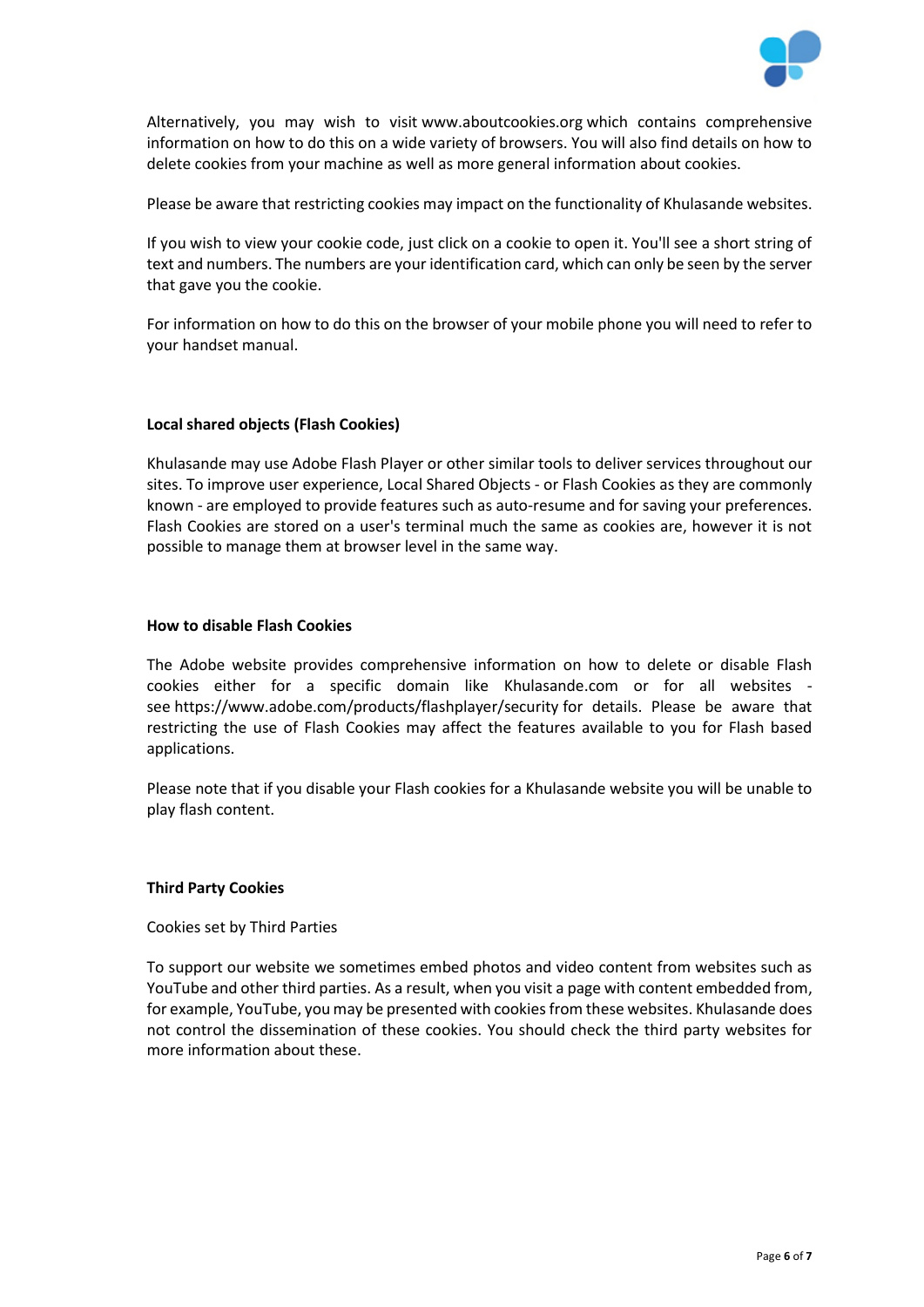Alternatively, you may wish to visit www.aboutcookies.org which contains comprehensive information on how to do this on a wide variety of browsers. You will also find details on how to delete cookies from your machine as well as more general information about cookies.

Please be aware that restricting cookies may impact on the functionality of Khulasande websites.

If you wish to view your cookie code, just click on a cookie to open it. You'll see a short string of text and numbers. The numbers are your identification card, which can only be seen by the server that gave you the cookie.

For information on how to do this on the browser of your mobile phone you will need to refer to your handset manual.

**Local shared objects (Flash Cookies)**

Khulasande may use Adobe Flash Player or other similar tools to deliver services throughout our sites. To improve user experience, Local Shared Objects - or Flash Cookies as they are commonly known - are employed to provide features such as auto-resume and for saving your preferences. Flash Cookies are stored on a user's terminal much the same as cookies are, however it is not possible to manage them at browser level in the same way.

**How to disable Flash Cookies**

The Adobe website provides comprehensive information on how to delete or disable Flash cookies either for a specific domain like Khulasande.com or for all websites - see https://www.adobe.com/products/flashplayer/security for details. Please be aware that restricting the use of Flash Cookies may affect the features available to you for Flash based applications.

Please note that if you disable your Flash cookies for a Khulasande website you will be unable to play flash content.

**Third Party Cookies**

Cookies set by Third Parties

To support our website we sometimes embed photos and video content from websites such as YouTube and other third parties. As a result, when you visit a page with content embedded from, for example, YouTube, you may be presented with cookies from these websites. Khulasande does not control the dissemination of these cookies. You should check the third party websites for more information about these.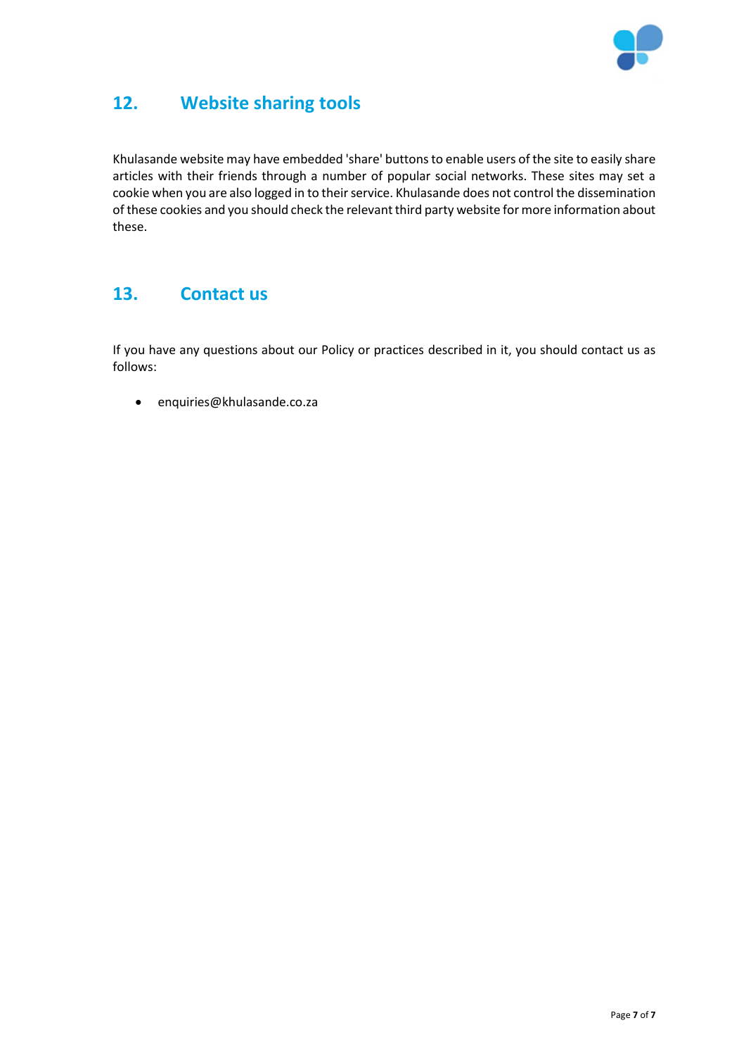## 12. Website sharing tools

Khulasande website may have embedded 'share' buttons to enable users of the site to easily share articles with their friends through a number of popular social networks. These sites may set a cookie when you are also logged in to their service. Khulasande does not control the dissemination of these cookies and you should check the relevant third party website for more information about these.

## 13. Contact us

If you have any questions about our Policy or practices described in it, you should contact us as follows:

- enquiries@khulasande.co.za